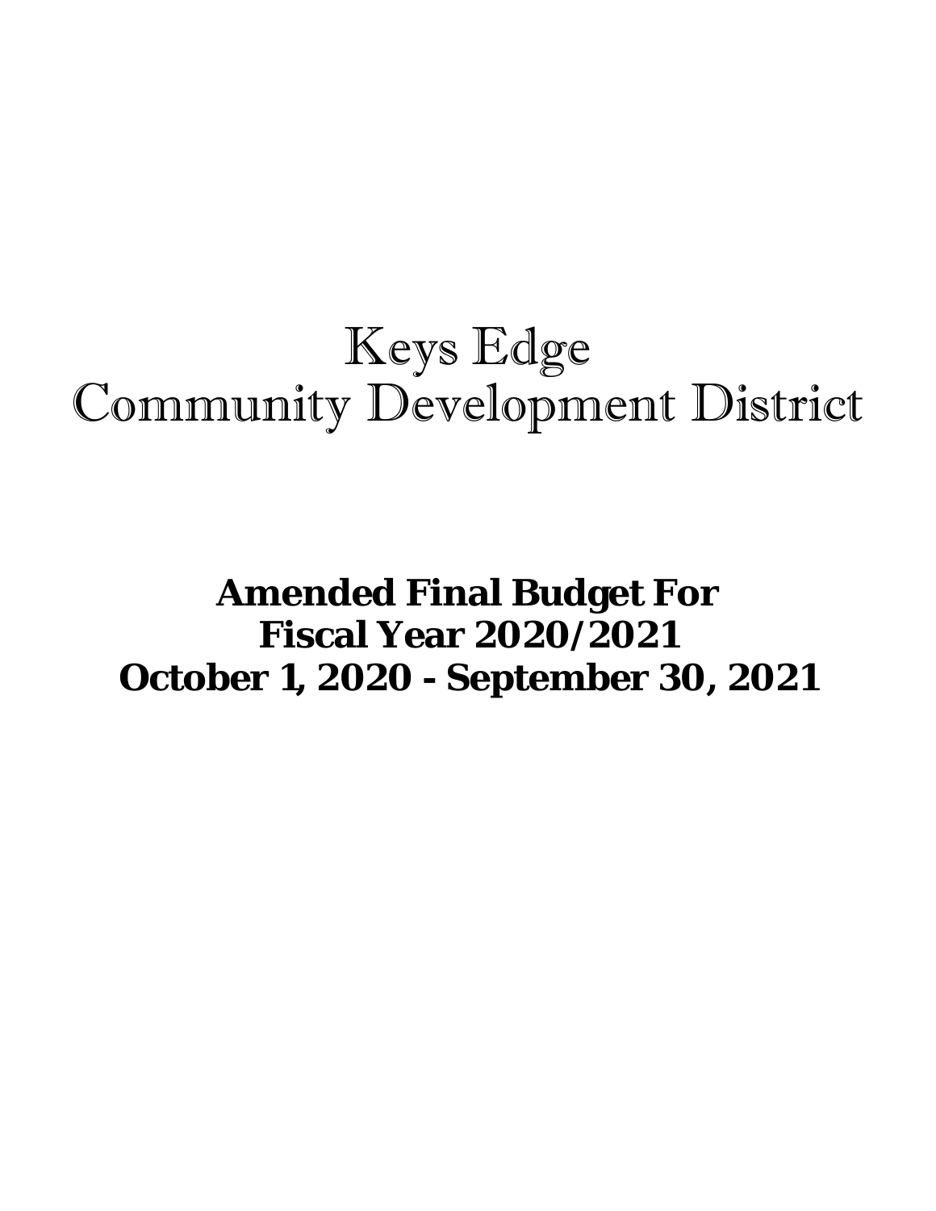# Keys Edge
# Community Development District

**Amended Final Budget For**
**Fiscal Year 2020/2021**
**October 1, 2020 - September 30, 2021**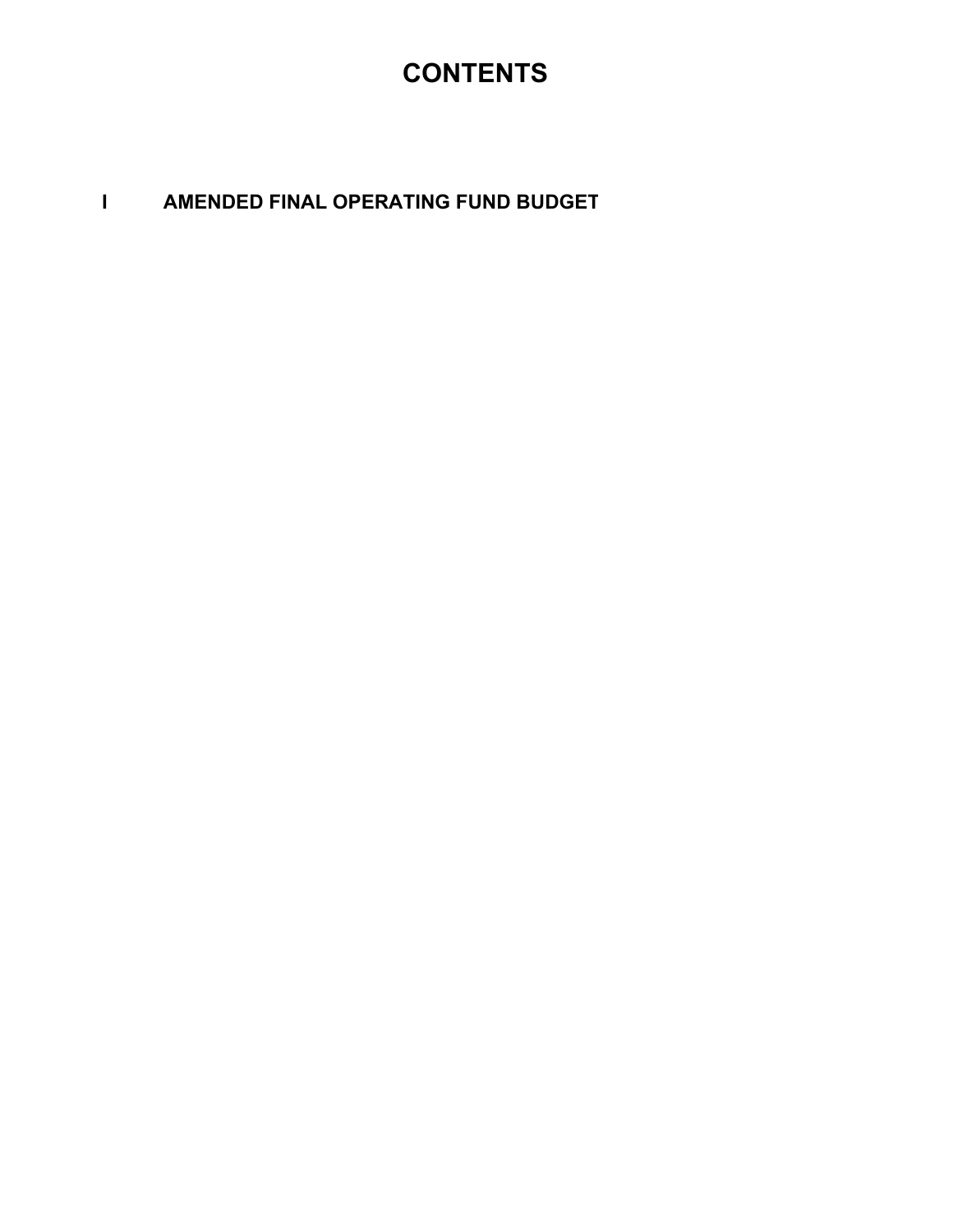# CONTENTS

**I AMENDED FINAL OPERATING FUND BUDGET**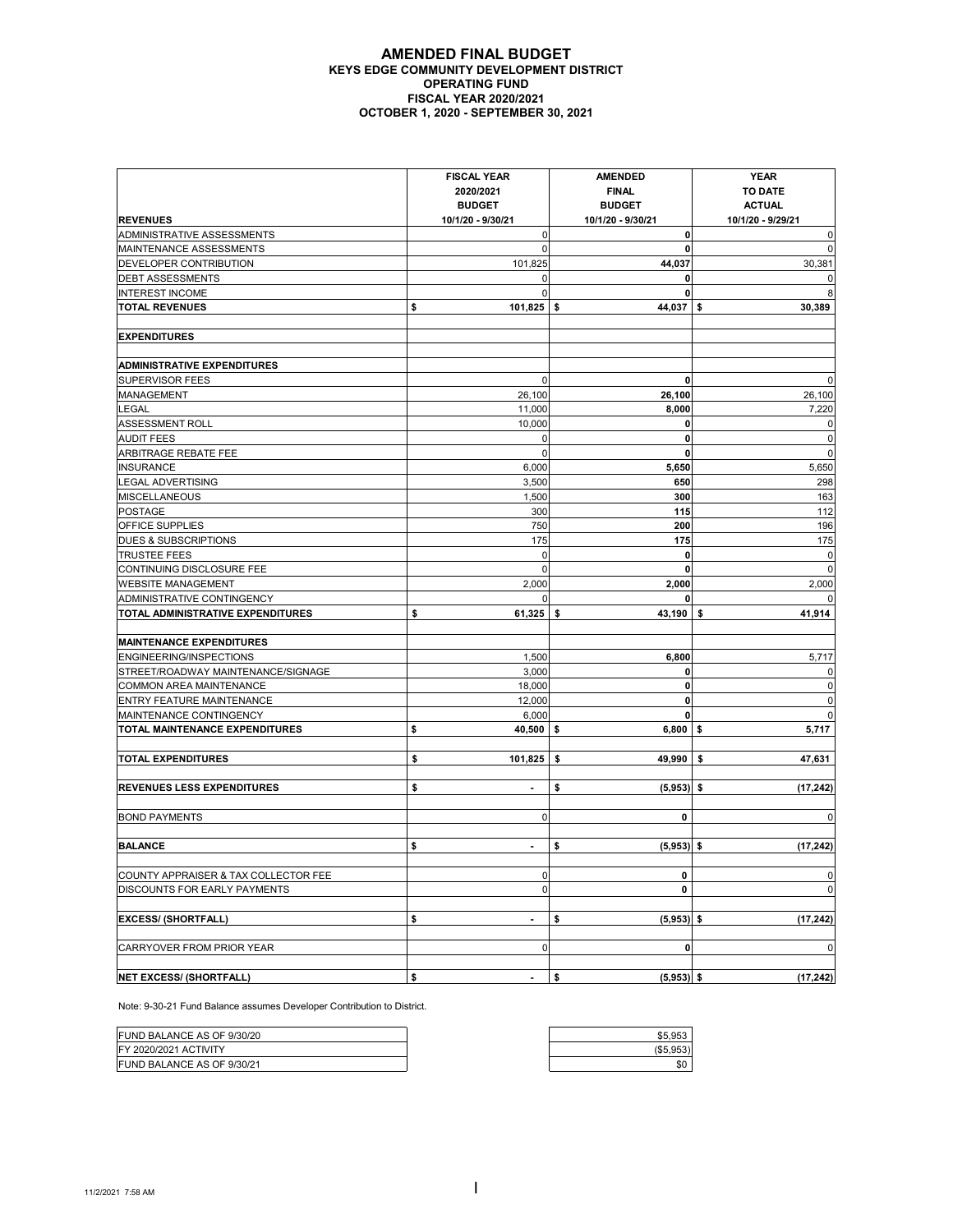# AMENDED FINAL BUDGET
## KEYS EDGE COMMUNITY DEVELOPMENT DISTRICT
## OPERATING FUND
## FISCAL YEAR 2020/2021
## OCTOBER 1, 2020 - SEPTEMBER 30, 2021

| REVENUES | FISCAL YEAR 2020/2021 BUDGET 10/1/20 - 9/30/21 | AMENDED FINAL BUDGET 10/1/20 - 9/30/21 | YEAR TO DATE ACTUAL 10/1/20 - 9/29/21 |
|---|---|---|---|
| ADMINISTRATIVE ASSESSMENTS | 0 | **0** | 0 |
| MAINTENANCE ASSESSMENTS | 0 | **0** | 0 |
| DEVELOPER CONTRIBUTION | 101,825 | **44,037** | 30,381 |
| DEBT ASSESSMENTS | 0 | **0** | 0 |
| INTEREST INCOME | 0 | **0** | 8 |
| **TOTAL REVENUES** | **$ 101,825** | **$ 44,037** | **$ 30,389** |
| | | | |
| **EXPENDITURES** | | | |
| | | | |
| **ADMINISTRATIVE EXPENDITURES** | | | |
| SUPERVISOR FEES | 0 | **0** | 0 |
| MANAGEMENT | 26,100 | **26,100** | 26,100 |
| LEGAL | 11,000 | **8,000** | 7,220 |
| ASSESSMENT ROLL | 10,000 | **0** | 0 |
| AUDIT FEES | 0 | **0** | 0 |
| ARBITRAGE REBATE FEE | 0 | **0** | 0 |
| INSURANCE | 6,000 | **5,650** | 5,650 |
| LEGAL ADVERTISING | 3,500 | **650** | 298 |
| MISCELLANEOUS | 1,500 | **300** | 163 |
| POSTAGE | 300 | **115** | 112 |
| OFFICE SUPPLIES | 750 | **200** | 196 |
| DUES & SUBSCRIPTIONS | 175 | **175** | 175 |
| TRUSTEE FEES | 0 | **0** | 0 |
| CONTINUING DISCLOSURE FEE | 0 | **0** | 0 |
| WEBSITE MANAGEMENT | 2,000 | **2,000** | 2,000 |
| ADMINISTRATIVE CONTINGENCY | 0 | **0** | 0 |
| **TOTAL ADMINISTRATIVE EXPENDITURES** | **$ 61,325** | **$ 43,190** | **$ 41,914** |
| | | | |
| **MAINTENANCE EXPENDITURES** | | | |
| ENGINEERING/INSPECTIONS | 1,500 | **6,800** | 5,717 |
| STREET/ROADWAY MAINTENANCE/SIGNAGE | 3,000 | **0** | 0 |
| COMMON AREA MAINTENANCE | 18,000 | **0** | 0 |
| ENTRY FEATURE MAINTENANCE | 12,000 | **0** | 0 |
| MAINTENANCE CONTINGENCY | 6,000 | **0** | 0 |
| **TOTAL MAINTENANCE EXPENDITURES** | **$ 40,500** | **$ 6,800** | **$ 5,717** |
| | | | |
| **TOTAL EXPENDITURES** | **$ 101,825** | **$ 49,990** | **$ 47,631** |
| | | | |
| **REVENUES LESS EXPENDITURES** | **$ -** | **$ (5,953)** | **$ (17,242)** |
| | | | |
| BOND PAYMENTS | 0 | **0** | 0 |
| | | | |
| **BALANCE** | **$ -** | **$ (5,953)** | **$ (17,242)** |
| | | | |
| COUNTY APPRAISER & TAX COLLECTOR FEE | 0 | **0** | 0 |
| DISCOUNTS FOR EARLY PAYMENTS | 0 | **0** | 0 |
| | | | |
| **EXCESS/ (SHORTFALL)** | **$ -** | **$ (5,953)** | **$ (17,242)** |
| | | | |
| CARRYOVER FROM PRIOR YEAR | 0 | **0** | 0 |
| | | | |
| **NET EXCESS/ (SHORTFALL)** | **$ -** | **$ (5,953)** | **$ (17,242)** |

Note: 9-30-21 Fund Balance assumes Developer Contribution to District.

| | |
|---|---|
| FUND BALANCE AS OF 9/30/20 | $5,953 |
| FY 2020/2021 ACTIVITY | ($5,953) |
| FUND BALANCE AS OF 9/30/21 | $0 |

11/2/2021 7:58 AM